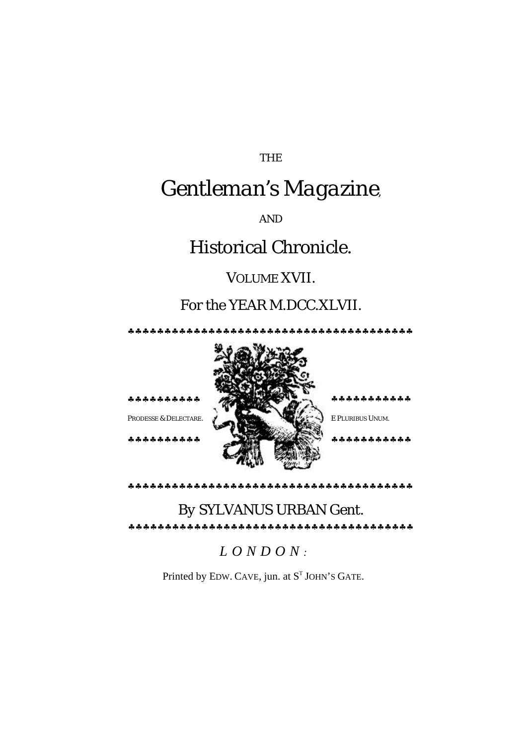THE

# Gentleman's Magazine,

AND

# Historical Chronicle.

VOLUME XVII.

For the YEAR M.DCC.XLVII.

♣♣♣♣♣♣♣♣♣♣♣♣♣♣♣♣♣♣♣♣♣♣♣♣♣♣♣♣♣♣♣♣♣♣♣♣♣♣♣♣

♣♣♣♣♣♣♣♣♣♣ ♣♣♣♣♣♣♣♣♣♣♣

PRODESSE & DELECTARE. E PLURIBUS UNUM.

♣♣♣♣♣♣♣♣♣♣ ♣♣♣♣♣♣♣♣♣♣♣

♣♣♣♣♣♣♣♣♣♣♣♣♣♣♣♣♣♣♣♣♣♣♣♣♣♣♣♣♣♣♣♣♣♣♣♣♣♣♣♣

By SYLVANUS URBAN Gent.

♣♣♣♣♣♣♣♣♣♣♣♣♣♣♣♣♣♣♣♣♣♣♣♣♣♣♣♣♣♣♣♣♣♣♣♣♣♣♣♣

*LONDON:*

Printed by EDW. CAVE, jun. at ST JOHN'S GATE.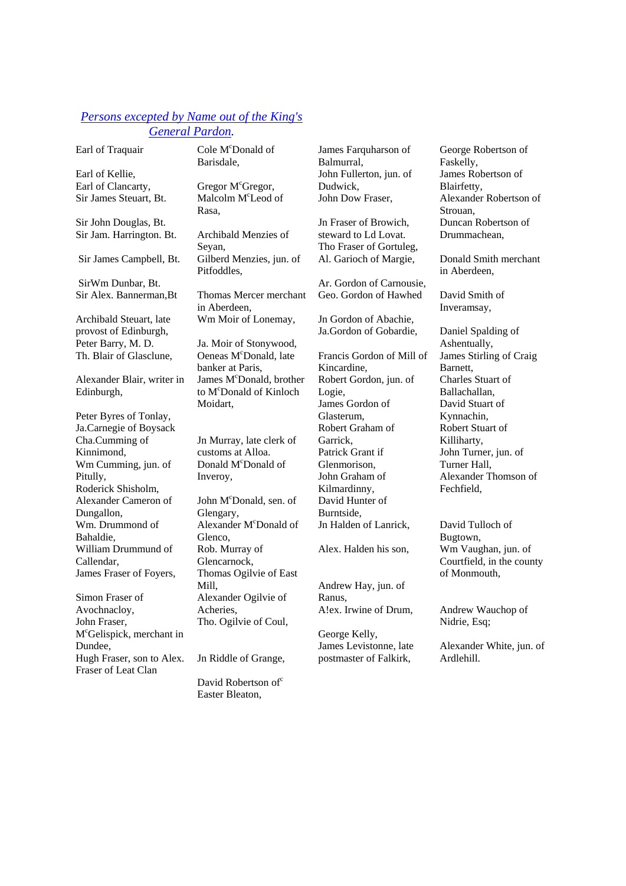*Persons excepted by Name out of the King's General Pardon.*

Earl of Traquair

Earl of Kellie,
Earl of Clancarty,
Sir James Steuart, Bt.

Sir John Douglas, Bt.
Sir Jam. Harrington. Bt.

Sir James Campbell, Bt.

SirWm Dunbar, Bt.
Sir Alex. Bannerman,Bt

Archibald Steuart, late provost of Edinburgh,
Peter Barry, M. D.
Th. Blair of Glasclune,

Alexander Blair, writer in Edinburgh,

Peter Byres of Tonlay,
Ja.Carnegie of Boysack
Cha.Cumming of Kinnimond,
Wm Cumming, jun. of Pitully,
Roderick Shisholm,
Alexander Cameron of Dungallon,
Wm. Drummond of Bahaldie,
William Drummond of Callendar,
James Fraser of Foyers,

Simon Fraser of Avochnacloy,
John Fraser,
M^c^Gelispick, merchant in Dundee,
Hugh Fraser, son to Alex. Fraser of Leat Clan

Cole M^c^Donald of Barisdale,

Gregor M^c^Gregor,
Malcolm M^c^Leod of Rasa,

Archibald Menzies of Seyan,
Gilberd Menzies, jun. of Pitfoddles,

Thomas Mercer merchant in Aberdeen,
Wm Moir of Lonemay,

Ja. Moir of Stonywood,
Oeneas M^c^Donald, late banker at Paris,
James M^c^Donald, brother to M^c^Donald of Kinloch Moidart,

Jn Murray, late clerk of customs at Alloa.
Donald M^c^Donald of Inveroy,

John M^c^Donald, sen. of Glengary,
Alexander M^c^Donald of Glenco,
Rob. Murray of Glencarnock,
Thomas Ogilvie of East Mill,
Alexander Ogilvie of Acheries,
Tho. Ogilvie of Coul,

Jn Riddle of Grange,

David Robertson of^c^ Easter Bleaton,

James Farquharson of Balmurral,
John Fullerton, jun. of Dudwick,
John Dow Fraser,

Jn Fraser of Browich, steward to Ld Lovat.
Tho Fraser of Gortuleg,
Al. Garioch of Margie,

Ar. Gordon of Carnousie,
Geo. Gordon of Hawhed

Jn Gordon of Abachie,
Ja.Gordon of Gobardie,

Francis Gordon of Mill of Kincardine,
Robert Gordon, jun. of Logie,
James Gordon of Glasterum,
Robert Graham of Garrick,
Patrick Grant if Glenmorison,
John Graham of Kilmardinny,
David Hunter of Burntside,
Jn Halden of Lanrick,

Alex. Halden his son,

Andrew Hay, jun. of Ranus,
A!ex. Irwine of Drum,

George Kelly,
James Levistonne, late postmaster of Falkirk,

George Robertson of Faskelly,
James Robertson of Blairfetty,
Alexander Robertson of Strouan,
Duncan Robertson of Drummachean,

Donald Smith merchant in Aberdeen,

David Smith of Inveramsay,

Daniel Spalding of Ashentually,
James Stirling of Craig Barnett,
Charles Stuart of Ballachallan,
David Stuart of Kynnachin,
Robert Stuart of Killiharty,
John Turner, jun. of Turner Hall,
Alexander Thomson of Fechfield,

David Tulloch of Bugtown,
Wm Vaughan, jun. of Courtfield, in the county of Monmouth,

Andrew Wauchop of Nidrie, Esq;

Alexander White, jun. of Ardlehill.